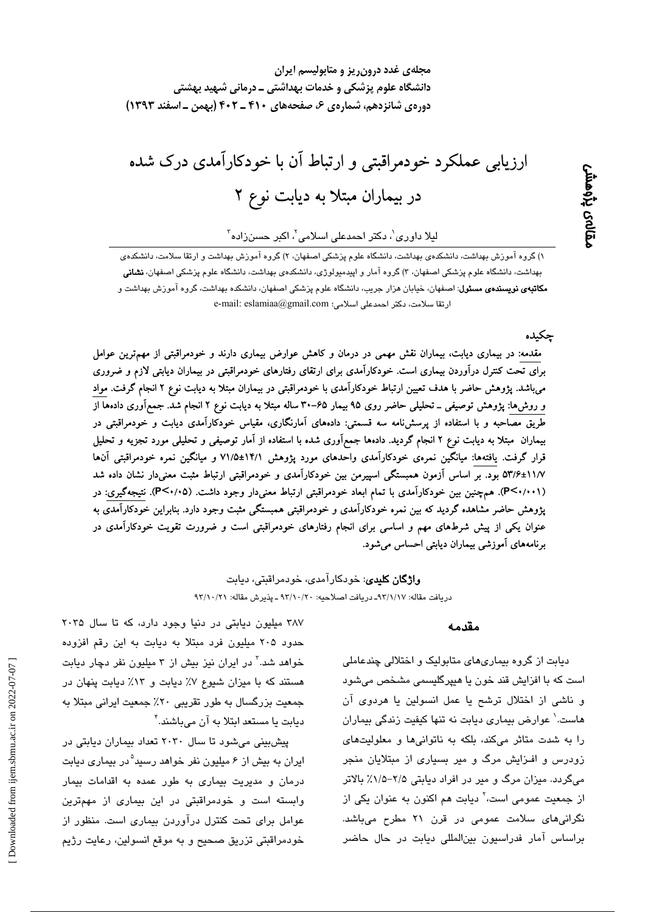مجله‌ی غدد درون‌ریز و متابولیسم ایران
دانشگاه علوم پزشکی و خدمات بهداشتی ـ درمانی شهید بهشتی
دوره‌ی شانزدهم، شماره‌ی ۶، صفحه‌های ۴۱۰ ـ ۴۰۲ (بهمن ـ اسفند ۱۳۹۳)

مقاله‌ی پژوهشی

# ارزیابی عملکرد خودمراقبتی و ارتباط آن با خودکارآمدی درک شده در بیماران مبتلا به دیابت نوع ۲

لیلا داوری[1]، دکتر احمدعلی اسلامی[2]، اکبر حسن‌زاده[3]

۱) گروه آموزش بهداشت، دانشکده‌ی بهداشت، دانشگاه علوم پزشکی اصفهان، ۲) گروه آموزش بهداشت و ارتقا سلامت، دانشکده‌ی بهداشت، دانشگاه علوم پزشکی اصفهان، ۳) گروه آمار و اپیدمیولوژی، دانشکده‌ی بهداشت، دانشگاه علوم پزشکی اصفهان، **نشانی مکاتبه‌ی نویسنده‌ی مسئول**: اصفهان، خیابان هزار جریب، دانشگاه علوم پزشکی اصفهان، دانشکده بهداشت، گروه آموزش بهداشت و ارتقا سلامت، دکتر احمدعلی اسلامی؛ e-mail: eslamiaa@gmail.com

## چکیده

**مقدمه:** در بیماری دیابت، بیماران نقش مهمی در درمان و کاهش عوارض بیماری دارند و خودمراقبتی از مهم‌ترین عوامل برای تحت کنترل درآوردن بیماری است. خودکارآمدی برای ارتقای رفتارهای خودمراقبتی در بیماران دیابتی لازم و ضروری می‌باشد. پژوهش حاضر با هدف تعیین ارتباط خودکارآمدی با خودمراقبتی در بیماران مبتلا به دیابت نوع ۲ انجام گرفت. **مواد و روش‌ها:** پژوهش توصیفی ـ تحلیلی حاضر روی ۹۵ بیمار ۶۵-۳۰ ساله مبتلا به دیابت نوع ۲ انجام شد. جمع‌آوری داده‌ها از طریق مصاحبه و با استفاده از پرسش‌نامه سه قسمتی: داده‌های آمارنگاری، مقیاس خودکارآمدی دیابت و خودمراقبتی در بیماران مبتلا به دیابت نوع ۲ انجام گردید. داده‌ها جمع‌آوری شده با استفاده از آمار توصیفی و تحلیلی مورد تجزیه و تحلیل قرار گرفت. **یافته‌ها:** میانگین نمره‌ی خودکارآمدی واحدهای مورد پژوهش ۱۴/۱±۷۱/۵ و میانگین نمره خودمراقبتی آن‌ها ۱۱/۷±۵۳/۶ بود. بر اساس آزمون همبستگی اسپیرمن بین خودکارآمدی و خودمراقبتی ارتباط مثبت معنی‌دار نشان داده شد ($P<0/001$). هم‌چنین بین خودکارآمدی با تمام ابعاد خودمراقبتی ارتباط معنی‌دار وجود داشت. ($P<0/05$). **نتیجه‌گیری:** در پژوهش حاضر مشاهده گردید که بین نمره خودکارآمدی و خودمراقبتی همبستگی مثبت وجود دارد. بنابراین خودکارآمدی به عنوان یکی از پیش شرط‌های مهم و اساسی برای انجام رفتارهای خودمراقبتی است و ضرورت تقویت خودکارآمدی در برنامه‌های آموزشی بیماران دیابتی احساس می‌شود.

**واژگان کلیدی:** خودکارآمدی، خودمراقبتی، دیابت

دریافت مقاله: ۹۳/۱/۱۷ـ دریافت اصلاحیه: ۹۳/۱۰/۲۰ ـ پذیرش مقاله: ۹۳/۱۰/۲۱

## مقدمه

دیابت از گروه بیماری‌های متابولیک و اختلالی چندعاملی است که با افزایش قند خون یا هیپرگلیسمی مشخص می‌شود و ناشی از اختلال ترشح یا عمل انسولین یا هردوی آن هاست.[1] عوارض بیماری دیابت نه تنها کیفیت زندگی بیماران را به شدت متاثر می‌کند، بلکه به ناتوانی‌ها و معلولیت‌های زودرس و افزایش مرگ و میر بسیاری از مبتلایان منجر می‌گردد. میزان مرگ و میر در افراد دیابتی ۲/۵-۱/۵٪ بالاتر از جمعیت عمومی است،[2] دیابت هم اکنون به عنوان یکی از نگرانی‌های سلامت عمومی در قرن ۲۱ مطرح می‌باشد. براساس آمار فدراسیون بین‌المللی دیابت در حال حاضر ۳۸۷ میلیون دیابتی در دنیا وجود دارد، که تا سال ۲۰۳۵ حدود ۲۰۵ میلیون فرد مبتلا به دیابت به این رقم افزوده خواهد شد.[3] در ایران نیز بیش از ۳ میلیون نفر دچار دیابت هستند که با میزان شیوع ۷٪ دیابت و ۱۳٪ دیابت پنهان در جمعیت بزرگسال به طور تقریبی ۲۰٪ جمعیت ایرانی مبتلا به دیابت یا مستعد ابتلا به آن می‌باشند.[4]

پیش‌بینی می‌شود تا سال ۲۰۳۰ تعداد بیماران دیابتی در ایران به بیش از ۶ میلیون نفر خواهد رسید[5] در بیماری دیابت درمان و مدیریت بیماری به طور عمده به اقدامات بیمار وابسته است و خودمراقبتی در این بیماری از مهم‌ترین عوامل برای تحت کنترل درآوردن بیماری است. منظور از خودمراقبتی تزریق صحیح و به موقع انسولین، رعایت رژیم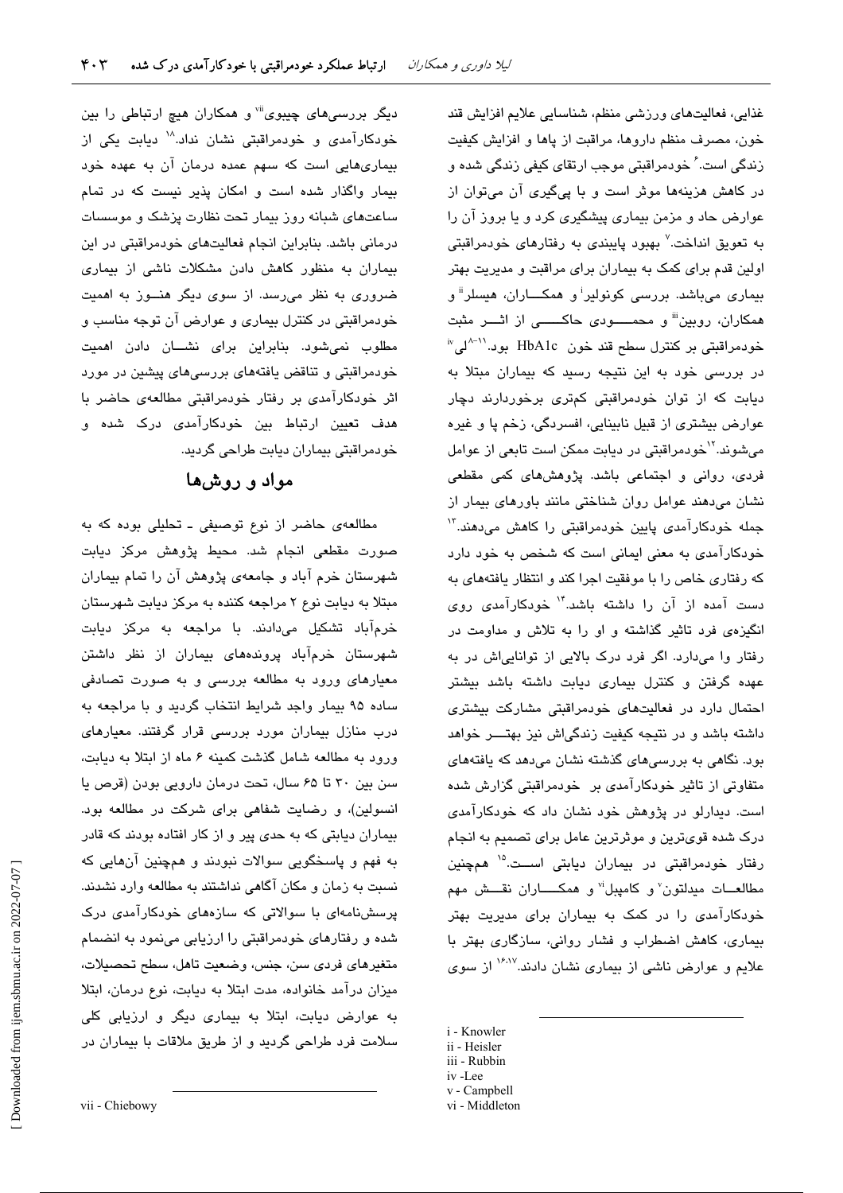غذایی، فعالیت‌های ورزشی منظم، شناسایی علایم افزایش قند خون، مصرف منظم داروها، مراقبت از پاها و افزایش کیفیت زندگی است.[۶] خودمراقبتی موجب ارتقای کیفی زندگی شده و در کاهش هزینه‌ها موثر است و با پی‌گیری آن می‌توان از عوارض حاد و مزمن بیماری پیشگیری کرد و یا بروز آن را به تعویق انداخت.[۷] بهبود پایبندی به رفتارهای خودمراقبتی اولین قدم برای کمک به بیماران برای مراقبت و مدیریت بهتر بیماری می‌باشد. بررسی کونولیر[i] و همکاران، هیسلر[ii] و همکاران، روبین[iii] و محمودی حاکی از اثر مثبت خودمراقبتی بر کنترل سطح قند خون HbA1c بود.[۸-۱۱] لی[iv] در بررسی خود به این نتیجه رسید که بیماران مبتلا به دیابت که از توان خودمراقبتی کم‌تری برخوردارند دچار عوارض بیشتری از قبیل نابینایی، افسردگی، زخم پا و غیره می‌شوند.[۱۲] خودمراقبتی در دیابت ممکن است تابعی از عوامل فردی، روانی و اجتماعی باشد. پژوهش‌های کمی مقطعی نشان می‌دهند عوامل روان شناختی مانند باورهای بیمار از جمله خودکارآمدی پایین خودمراقبتی را کاهش می‌دهند.[۱۳] خودکارآمدی به معنی ایمانی است که شخص به خود دارد که رفتاری خاص را با موفقیت اجرا کند و انتظار یافته‌های به دست آمده از آن را داشته باشد.[۱۴] خودکارآمدی روی انگیزه‌ی فرد تاثیر گذاشته و او را به تلاش و مداومت در رفتار وا می‌دارد. اگر فرد درک بالایی از توانایی‌اش در به عهده گرفتن و کنترل بیماری دیابت داشته باشد بیشتر احتمال دارد در فعالیت‌های خودمراقبتی مشارکت بیشتری داشته باشد و در نتیجه کیفیت زندگی‌اش نیز بهتر خواهد بود. نگاهی به بررسی‌های گذشته نشان می‌دهد که یافته‌های متفاوتی از تاثیر خودکارآمدی بر خودمراقبتی گزارش شده است. دیدارلو در پژوهش خود نشان داد که خودکارآمدی درک شده قوی‌ترین و موثرترین عامل برای تصمیم به انجام رفتار خودمراقبتی در بیماران دیابتی است.[۱۵] همچنین مطالعات میدلتون[v] و کامپبل[vi] و همکاران نقش مهم خودکارآمدی را در کمک به بیماران برای مدیریت بهتر بیماری، کاهش اضطراب و فشار روانی، سازگاری بهتر با علایم و عوارض ناشی از بیماری نشان دادند.[۱۶،۱۷] از سوی دیگر بررسی‌های چیبوی[vii] و همکاران هیچ ارتباطی را بین خودکارآمدی و خودمراقبتی نشان نداد.[۱۸] دیابت یکی از بیماری‌هایی است که سهم عمده درمان آن به عهده خود بیمار واگذار شده است و امکان پذیر نیست که در تمام ساعت‌های شبانه روز بیمار تحت نظارت پزشک و موسسات درمانی باشد. بنابراین انجام فعالیت‌های خودمراقبتی در این بیماران به منظور کاهش دادن مشکلات ناشی از بیماری ضروری به نظر می‌رسد. از سوی دیگر هنوز به اهمیت خودمراقبتی در کنترل بیماری و عوارض آن توجه مناسب و مطلوب نمی‌شود. بنابراین برای نشان دادن اهمیت خودمراقبتی و تناقض یافته‌های بررسی‌های پیشین در مورد اثر خودکارآمدی بر رفتار خودمراقبتی مطالعه‌ی حاضر با هدف تعیین ارتباط بین خودکارآمدی درک شده و خودمراقبتی بیماران دیابت طراحی گردید.

## مواد و روش‌ها

مطالعه‌ی حاضر از نوع توصیفی ـ تحلیلی بوده که به صورت مقطعی انجام شد. محیط پژوهش مرکز دیابت شهرستان خرم آباد و جامعه‌ی پژوهش آن را تمام بیماران مبتلا به دیابت نوع ۲ مراجعه کننده به مرکز دیابت شهرستان خرم‌آباد تشکیل می‌دادند. با مراجعه به مرکز دیابت شهرستان خرم‌آباد پرونده‌های بیماران از نظر داشتن معیارهای ورود به مطالعه بررسی و به صورت تصادفی ساده ۹۵ بیمار واجد شرایط انتخاب گردید و با مراجعه به درب منازل بیماران مورد بررسی قرار گرفتند. معیارهای ورود به مطالعه شامل گذشت کمینه ۶ ماه از ابتلا به دیابت، سن بین ۳۰ تا ۶۵ سال، تحت درمان دارویی بودن (قرص یا انسولین)، و رضایت شفاهی برای شرکت در مطالعه بود. بیماران دیابتی که به حدی پیر و از کار افتاده بودند که قادر به فهم و پاسخگویی سوالات نبودند و همچنین آن‌هایی که نسبت به زمان و مکان آگاهی نداشتند به مطالعه وارد نشدند. پرسش‌نامه‌ای با سوالاتی که سازه‌های خودکارآمدی درک شده و رفتارهای خودمراقبتی را ارزیابی می‌نمود به انضمام متغیرهای فردی سن، جنس، وضعیت تاهل، سطح تحصیلات، میزان درآمد خانواده، مدت ابتلا به دیابت، نوع درمان، ابتلا به عوارض دیابت، ابتلا به بیماری دیگر و ارزیابی کلی سلامت فرد طراحی گردید و از طریق ملاقات با بیماران در

i - Knowler
ii - Heisler
iii - Rubbin
iv -Lee
v - Campbell
vi - Middleton
vii - Chiebowy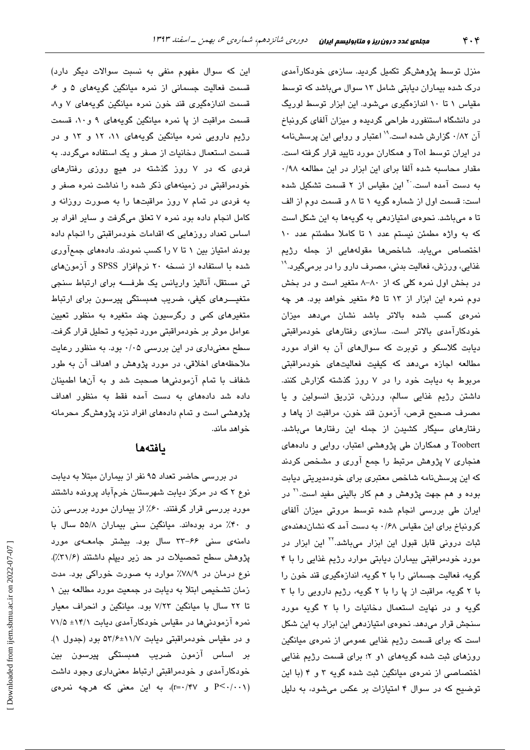منزل توسط پژوهشگر تکمیل گردید. سازه‌ی خودکارآمدی درک شده بیماران دیابتی شامل ۱۳ سوال می‌باشد که توسط مقیاس ۱ تا ۱۰ اندازه‌گیری می‌شود. این ابزار توسط لوریگ در دانشگاه استنفورد طراحی گردیده و میزان آلفای کرونباخ آن ۰/۸۲ گزارش شده است.[۱۹] اعتبار و روایی این پرسشنامه در ایران توسط Tol و همکاران مورد تایید قرار گرفته است. مقدار محاسبه شده آلفا برای این ابزار در این مطالعه ۰/۹۸ به دست آمده است.[۲۰] این مقیاس از ۲ قسمت تشکیل شده است: قسمت اول از شماره گویه ۱ تا ۸ و قسمت دوم از الف تا ه می‌باشد. نحوه‌ی امتیازدهی به گویه‌ها به این شکل است که به واژه مطمئن نیستم عدد ۱ تا کاملا مطمئنم عدد ۱۰ اختصاص می‌یابد. شاخص‌ها مقوله‌هایی از جمله رژیم غذایی، ورزش، فعالیت بدنی، مصرف دارو را در برمی‌گیرد.[۱۹] در بخش اول نمره کلی که از ۸۰-۸ متغیر است و در بخش دوم نمره این ابزار از ۱۳ تا ۶۵ متغیر خواهد بود. هر چه نمره‌ی کسب شده بالاتر باشد نشان می‌دهد میزان خودکارآمدی بالاتر است. سازه‌ی رفتارهای خودمراقبتی دیابت گلاسکو و توبرت که سوال‌های آن به افراد مورد مطالعه اجازه می‌دهد که کیفیت فعالیت‌های خودمراقبتی مربوط به دیابت خود را در ۷ روز گذشته گزارش کنند. داشتن رژیم غذایی سالم، ورزش، تزریق انسولین و یا مصرف صحیح قرص، آزمون قند خون، مراقبت از پاها و رفتارهای سیگار کشیدن از جمله این رفتارها می‌باشد. Toobert و همکاران طی پژوهشی اعتبار، روایی و داده‌های هنجاری ۷ پژوهش مرتبط را جمع آوری و مشخص کردند که این پرسش‌نامه شاخص معتبری برای خودمدیریتی دیابت بوده و هم جهت پژوهش و هم کار بالینی مفید است.[۲۱] در ایران طی بررسی انجام شده توسط مروتی میزان آلفای کرونباخ برای این مقیاس ۰/۶۸ به دست آمد که نشان‌دهنده‌ی ثبات درونی قابل قبول این ابزار می‌باشد.[۲۲] این ابزار در مورد خودمراقبتی بیماران دیابتی موارد رژیم غذایی را با ۴ گویه، فعالیت جسمانی را با ۲ گویه، اندازه‌گیری قند خون را با ۲ گویه، مراقبت از پا را با ۲ گویه، رژیم دارویی را با ۳ گویه و در نهایت استعمال دخانیات را با ۲ گویه مورد سنجش قرار می‌دهد. نحوه‌ی امتیازدهی این ابزار به این شکل است که برای قسمت رژیم غذایی عمومی از نمره‌ی میانگین روزهای ثبت شده گویه‌های ۱و ۲؛ برای قسمت رژیم غذایی اختصاصی از نمره‌ی میانگین ثبت شده گویه ۳ و ۴ (با این توضیح که در سوال ۴ امتیازات بر عکس می‌شود، به دلیل این که سوال مفهوم منفی به نسبت سوالات دیگر دارد) قسمت فعالیت جسمانی از نمره میانگین گویه‌های ۵ و ۶، قسمت اندازه‌گیری قند خون نمره میانگین گویه‌های ۷ و۸، قسمت مراقبت از پا نمره میانگین گویه‌های ۹ و۱۰، قسمت رژیم دارویی نمره میانگین گویه‌های ۱۱، ۱۲ و ۱۳ و در قسمت استعمال دخانیات از صفر و یک استفاده می‌گردد. به فردی که در ۷ روز گذشته در هیچ روزی رفتارهای خودمراقبتی در زمینه‌های ذکر شده را نداشت نمره صفر و به فردی در تمام ۷ روز مراقبت‌ها را به صورت روزانه و کامل انجام داده بود نمره ۷ تعلق می‌گرفت و سایر افراد بر اساس تعداد روزهایی که اقدامات خودمراقبتی را انجام داده بودند امتیاز بین ۱ تا ۷ را کسب نمودند. داده‌های جمع‌آوری شده با استفاده از نسخه ۲۰ نرم‌افزار SPSS و آزمون‌های تی مستقل، آنالیز واریانس یک طرفه برای ارتباط سنجی متغیرهای کیفی، ضریب همبستگی پیرسون برای ارتباط متغیرهای کمی و رگرسیون چند متغیره به منظور تعیین عوامل موثر بر خودمراقبتی مورد تجزیه و تحلیل قرار گرفت. سطح معنی‌داری در این بررسی ۰/۰۵ بود. به منظور رعایت ملاحظه‌های اخلاقی، در مورد پژوهش و اهداف آن به طور شفاف با تمام آزمودنی‌ها صحبت شد و به آن‌ها اطمینان داده شد داده‌های به دست آمده فقط به منظور اهداف پژوهشی است و تمام داده‌های افراد نزد پژوهشگر محرمانه خواهد ماند.

## یافته‌ها

در بررسی حاضر تعداد ۹۵ نفر از بیماران مبتلا به دیابت نوع ۲ که در مرکز دیابت شهرستان خرم‌آباد پرونده داشتند مورد بررسی قرار گرفتند. ۶۰٪ از بیماران مورد بررسی زن و ۴۰٪ مرد بوده‌اند. میانگین سنی بیماران ۵۵/۸ سال با دامنه‌ی سنی ۶۶-۳۳ سال بود. بیشتر جامعه‌ی مورد پژوهش سطح تحصیلات در حد زیر دیپلم داشتند (۳۱/۶٪). نوع درمان در ۷۸/۹٪ موارد به صورت خوراکی بود. مدت زمان تشخیص ابتلا به دیابت در جمعیت مورد مطالعه بین ۱ تا ۲۲ سال با میانگین ۷/۲۳ بود. میانگین و انحراف معیار نمره آزمودنی‌ها در مقیاس خودکارآمدی دیابت ۱۴/۱± ۷۱/۵ و در مقیاس خودمراقبتی دیابت ۱۱/۷±۵۳/۶ بود (جدول ۱). بر اساس آزمون ضریب همبستگی پیرسون بین خودکارآمدی و خودمراقبتی ارتباط معنی‌داری وجود داشت (P<۰/۰۰۱ و r=۰/۴۷)، به این معنی که هرچه نمره‌ی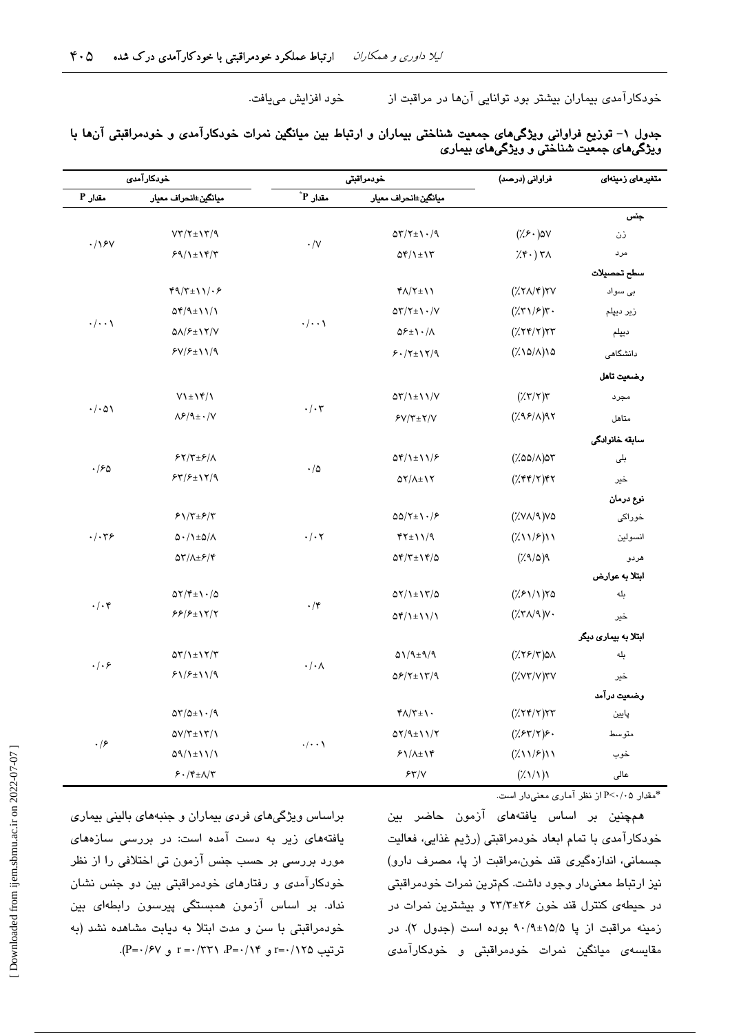خودکارآمدی بیماران بیشتر بود توانایی آن‌ها در مراقبت از خود افزایش می‌یافت.

**جدول ۱- توزیع فراوانی ویژگی‌های جمعیت شناختی بیماران و ارتباط بین میانگین نمرات خودکارآمدی و خودمراقبتی آن‌ها با ویژگی‌های جمعیت شناختی و ویژگی‌های بیماری**

| متغیرهای زمینه‌ای | فراوانی (درصد) | خودمراقبتی | | خودکارآمدی | |
|---|---|---|---|---|---|
| | | میانگین±انحراف معیار | مقدار P* | میانگین±انحراف معیار | مقدار P |
| **جنس** | | | | | |
| زن | ۵۷(٪۶۰) | ۵۳/۲±۱۰/۹ | ۰/۷ | ۷۳/۲±۱۳/۹ | ۰/۱۶۷ |
| مرد | ۳۸ (٪۴۰) | ۵۴/۱±۱۳ | | ۶۹/۱±۱۴/۳ | |
| **سطح تحصیلات** | | | | | |
| بی سواد | ۲۷(٪۲۸/۴) | ۴۸/۲±۱۱ | ۰/۰۰۱ | ۴۹/۳±۱۱/۰۶ | ۰/۰۰۱ |
| زیر دیپلم | ۳۰(٪۳۱/۶) | ۵۳/۲±۱۰/۷ | | ۵۴/۹±۱۱/۱ | |
| دیپلم | ۲۳(٪۲۴/۲) | ۵۶±۱۰/۸ | | ۵۸/۶±۱۲/۷ | |
| دانشگاهی | ۱۵(٪۱۵/۸) | ۶۰/۲±۱۲/۹ | | ۶۷/۶±۱۱/۹ | |
| **وضعیت تاهل** | | | | | |
| مجرد | ۳(٪۳/۲) | ۵۳/۱±۱۱/۷ | ۰/۰۳ | ۷۱±۱۴/۱ | ۰/۰۵۱ |
| متاهل | ۹۲(٪۹۶/۸) | ۶۷/۳±۲/۷ | | ۸۶/۹±۰/۷ | |
| **سابقه خانوادگی** | | | | | |
| بلی | ۵۳(٪۵۵/۸) | ۵۴/۱±۱۱/۶ | ۰/۵ | ۶۲/۳±۶/۸ | ۰/۶۵ |
| خیر | ۴۲(٪۴۴/۲) | ۵۲/۸±۱۲ | | ۶۳/۶±۱۲/۹ | |
| **نوع درمان** | | | | | |
| خوراکی | ۷۵(٪۷۸/۹) | ۵۵/۲±۱۰/۶ | ۰/۰۲ | ۶۱/۳±۶/۳ | ۰/۰۳۶ |
| انسولین | ۱۱(٪۱۱/۶) | ۴۲±۱۱/۹ | | ۵۰/۱±۵/۸ | |
| هردو | ۹(٪۹/۵) | ۵۴/۳±۱۴/۵ | | ۵۳/۸±۶/۴ | |
| **ابتلا به عوارض** | | | | | |
| بله | ۲۵(٪۶۱/۱) | ۵۲/۱±۱۳/۵ | ۰/۴ | ۵۲/۴±۱۰/۵ | ۰/۰۴ |
| خیر | ۷۰(٪۳۸/۹) | ۵۴/۱±۱۱/۱ | | ۶۶/۶±۱۲/۲ | |
| **ابتلا به بیماری دیگر** | | | | | |
| بله | ۵۸(٪۲۶/۳) | ۵۱/۹±۹/۹ | ۰/۰۸ | ۵۳/۱±۱۲/۳ | ۰/۰۶ |
| خیر | ۳۷(٪۷۳/۷) | ۵۶/۲±۱۳/۹ | | ۶۱/۶±۱۱/۹ | |
| **وضعیت درآمد** | | | | | |
| پایین | ۲۳(٪۲۴/۲) | ۴۸/۳±۱۰ | ۰/۰۰۱ | ۵۳/۵±۱۰/۹ | ۰/۶ |
| متوسط | ۶۰(٪۶۳/۲) | ۵۲/۹±۱۱/۲ | | ۵۷/۳±۱۳/۱ | |
| خوب | ۱۱(٪۱۱/۶) | ۶۱/۸±۱۴ | | ۵۹/۱±۱۱/۱ | |
| عالی | ۱(٪۱/۱) | ۶۳/۷ | | ۶۰/۴±۸/۳ | |

*مقدار P<۰/۰۵ از نظر آماری معنی‌دار است.

همچنین بر اساس یافته‌های آزمون حاضر بین خودکارآمدی با تمام ابعاد خودمراقبتی (رژیم غذایی، فعالیت جسمانی، اندازه‌گیری قند خون،مراقبت از پا، مصرف دارو) نیز ارتباط معنی‌دار وجود داشت. کم‌ترین نمرات خودمراقبتی در حیطه‌ی کنترل قند خون ۲۶±۲۳/۳ و بیشترین نمرات در زمینه مراقبت از پا ۱۵/۵±۹۰/۹ بوده است (جدول ۲). در مقایسه‌ی میانگین نمرات خودمراقبتی و خودکارآمدی براساس ویژگی‌های فردی بیماران و جنبه‌های بالینی بیماری یافته‌های زیر به دست آمده است: در بررسی سازه‌های مورد بررسی بر حسب جنس آزمون تی اختلافی را از نظر خودکارآمدی و رفتارهای خودمراقبتی بین دو جنس نشان نداد. بر اساس آزمون همبستگی پیرسون رابطه‌ای بین خودمراقبتی با سن و مدت ابتلا به دیابت مشاهده نشد (به ترتیب r=۰/۱۲۵ و P=۰/۱۴، r =۰/۳۳۱ و P=۰/۶۷).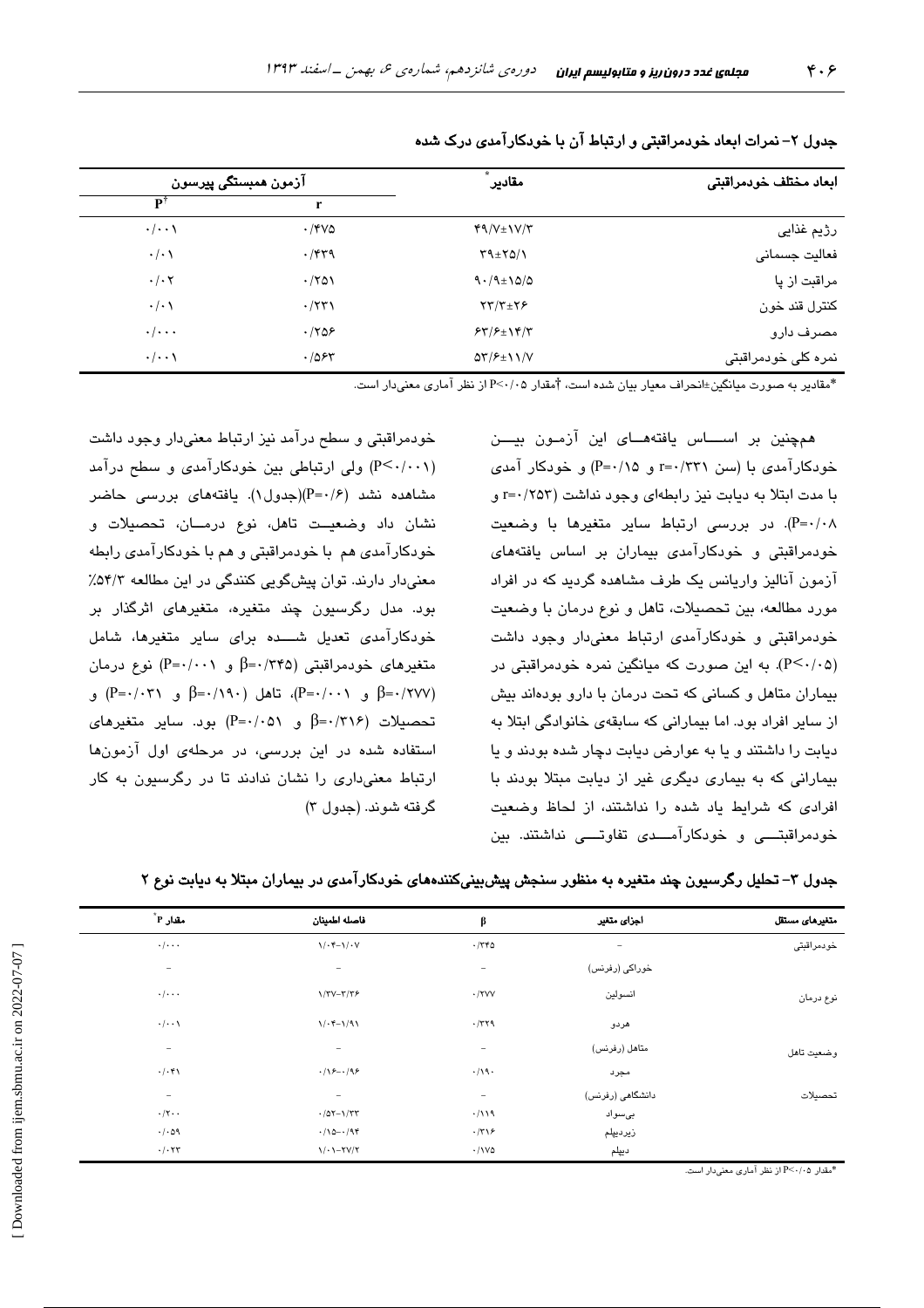جدول ۲- نمرات ابعاد خودمراقبتی و ارتباط آن با خودکارآمدی درک شده

| ابعاد مختلف خودمراقبتی | مقادیر* | آزمون همبستگی پیرسون | |
|---|---|---|---|
| | | r | P† |
| رژیم غذایی | ۴۹/۷±۱۷/۳ | ۰/۴۷۵ | ۰/۰۰۱ |
| فعالیت جسمانی | ۳۹±۲۵/۱ | ۰/۴۳۹ | ۰/۰۱ |
| مراقبت از پا | ۹۰/۹±۱۵/۵ | ۰/۲۵۱ | ۰/۰۲ |
| کنترل قند خون | ۲۳/۳±۲۶ | ۰/۲۳۱ | ۰/۰۱ |
| مصرف دارو | ۶۳/۶±۱۴/۳ | ۰/۲۵۶ | ۰/۰۰۰ |
| نمره کلی خودمراقبتی | ۵۳/۶±۱۱/۷ | ۰/۵۶۳ | ۰/۰۰۱ |

*مقادیر به صورت میانگین±انحراف معیار بیان شده است، †مقدار P<۰/۰۵ از نظر آماری معنی‌دار است.

همچنین بر اساس یافته‌های این آزمون بین خودکارآمدی با (سن r=۰/۳۳۱ و P=۰/۱۵) و خودکار آمدی با مدت ابتلا به دیابت نیز رابطه‌ای وجود نداشت (r=۰/۲۵۳ و P=۰/۰۸). در بررسی ارتباط سایر متغیرها با وضعیت خودمراقبتی و خودکارآمدی بیماران بر اساس یافته‌های آزمون آنالیز واریانس یک طرف مشاهده گردید که در افراد مورد مطالعه، بین تحصیلات، تاهل و نوع درمان با وضعیت خودمراقبتی و خودکارآمدی ارتباط معنی‌دار وجود داشت (P<۰/۰۵). به این صورت که میانگین نمره خودمراقبتی در بیماران متاهل و کسانی که تحت درمان با دارو بوده‌اند بیش از سایر افراد بود. اما بیمارانی که سابقه‌ی خانوادگی ابتلا به دیابت را داشتند و یا به عوارض دیابت دچار شده بودند و یا بیمارانی که به بیماری دیگری غیر از دیابت مبتلا بودند با افرادی که شرایط یاد شده را نداشتند، از لحاظ وضعیت خودمراقبتی و خودکارآمدی تفاوتی نداشتند. بین خودمراقبتی و سطح درآمد نیز ارتباط معنی‌دار وجود داشت (P<۰/۰۰۱) ولی ارتباطی بین خودکارآمدی و سطح درآمد مشاهده نشد (P=۰/۶)(جدول۱). یافته‌های بررسی حاضر نشان داد وضعیت تاهل، نوع درمان، تحصیلات و خودکارآمدی هم با خودمراقبتی و هم با خودکارآمدی رابطه معنی‌دار دارند. توان پیش‌گویی کنندگی در این مطالعه ۵۴/۳٪ بود. مدل رگرسیون چند متغیره، متغیرهای اثرگذار بر خودکارآمدی تعدیل شده برای سایر متغیرها، شامل متغیرهای خودمراقبتی (β=۰/۳۴۵ و P=۰/۰۰۱) نوع درمان (β=۰/۲۷۷ و P=۰/۰۰۱)، تاهل (β=۰/۱۹۰ و P=۰/۰۳۱) و تحصیلات (β=۰/۳۱۶ و P=۰/۰۵۱) بود. سایر متغیرهای استفاده شده در این بررسی، در مرحله‌ی اول آزمون‌ها ارتباط معنی‌داری را نشان ندادند تا در رگرسیون به کار گرفته شوند. (جدول ۳)

جدول ۳- تحلیل رگرسیون چند متغیره به منظور سنجش پیش‌بینی‌کننده‌های خودکارآمدی در بیماران مبتلا به دیابت نوع ۲

| متغیرهای مستقل | اجزای متغیر | β | فاصله اطمینان | مقدار P* |
|---|---|---|---|---|
| خودمراقبتی | – | ۰/۳۴۵ | ۱/۰۴–۱/۰۷ | ۰/۰۰۰ |
| نوع درمان | خوراکی (رفرنس) | – | – | – |
| | انسولین | ۰/۲۷۷ | ۱/۳۷–۳/۲۶ | ۰/۰۰۰ |
| | هردو | ۰/۳۲۹ | ۱/۰۴–۱/۹۱ | ۰/۰۰۱ |
| وضعیت تاهل | متاهل (رفرنس) | – | – | – |
| | مجرد | ۰/۱۹۰ | ۰/۱۶–۰/۹۶ | ۰/۰۴۱ |
| تحصیلات | دانشگاهی (رفرنس) | – | – | – |
| | بی‌سواد | ۰/۱۱۹ | ۰/۵۲–۱/۳۳ | ۰/۲۰۰ |
| | زیردیپلم | ۰/۳۱۶ | ۰/۱۵–۰/۹۴ | ۰/۰۵۹ |
| | دیپلم | ۰/۱۷۵ | ۱/۰۱–۲۷/۲ | ۰/۰۲۳ |

*مقدار P<۰/۰۵ از نظر آماری معنی‌دار است.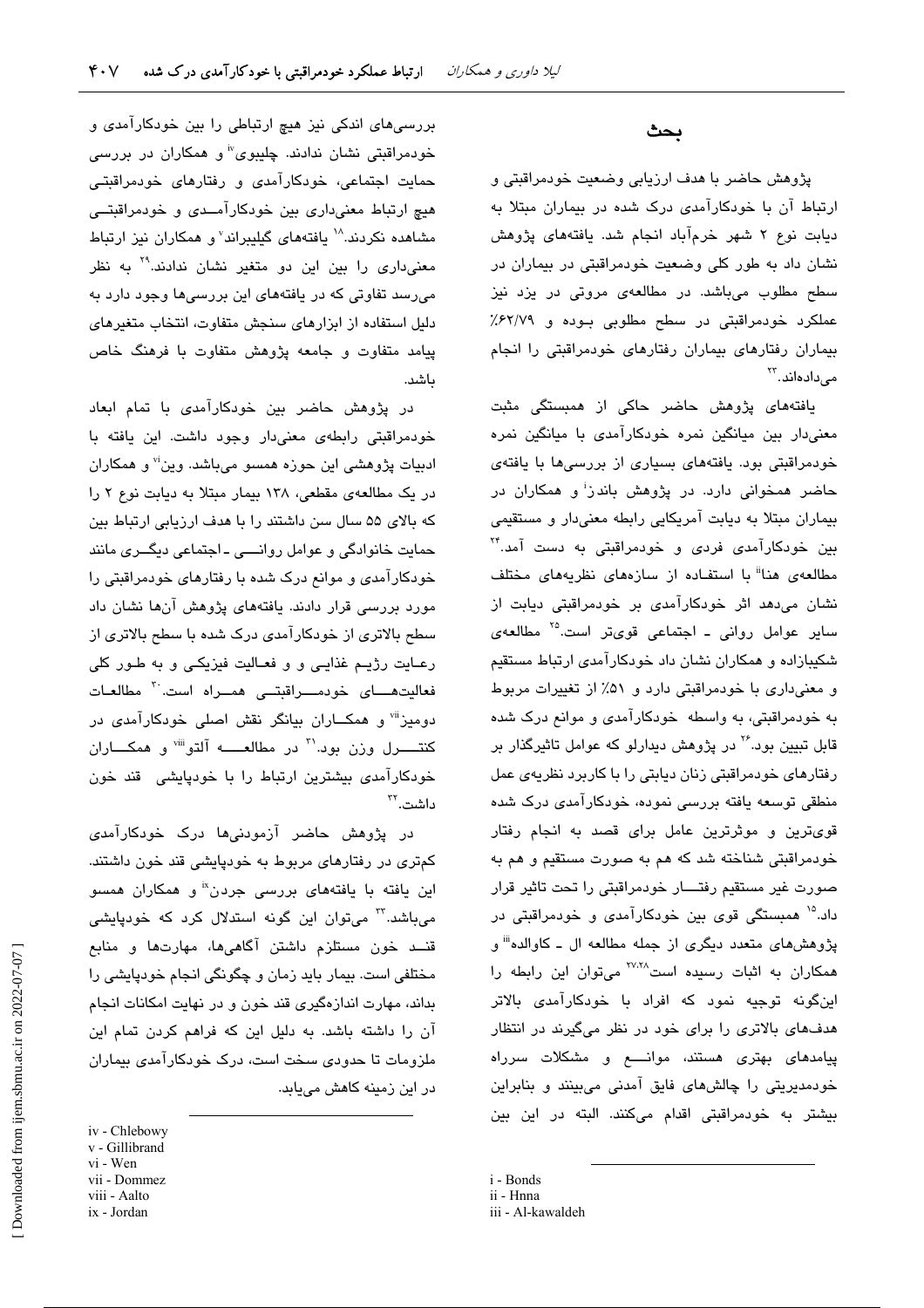## بحث

پژوهش حاضر با هدف ارزیابی وضعیت خودمراقبتی و ارتباط آن با خودکارآمدی درک شده در بیماران مبتلا به دیابت نوع ۲ شهر خرم‌آباد انجام شد. یافته‌های پژوهش نشان داد به طور کلی وضعیت خودمراقبتی در بیماران در سطح مطلوب می‌باشد. در مطالعه‌ی مروتی در یزد نیز عملکرد خودمراقبتی در سطح مطلوبی بوده و ۶۲/۷۹٪ بیماران رفتارهای بیماران رفتارهای خودمراقبتی را انجام می‌داده‌اند.[۲۳]

یافته‌های پژوهش حاضر حاکی از همبستگی مثبت معنی‌دار بین میانگین نمره خودکارآمدی با میانگین نمره خودمراقبتی بود. یافته‌های بسیاری از بررسی‌ها با یافته‌ی حاضر همخوانی دارد. در پژوهش باندز[i] و همکاران در بیماران مبتلا به دیابت آمریکایی رابطه معنی‌دار و مستقیمی بین خودکارآمدی فردی و خودمراقبتی به دست آمد.[۲۴] مطالعه‌ی هنا[ii] با استفاده از سازه‌های نظریه‌های مختلف نشان می‌دهد اثر خودکارآمدی بر خودمراقبتی دیابت از سایر عوامل روانی ـ اجتماعی قوی‌تر است.[۲۵] مطالعه‌ی شکیبازاده و همکاران نشان داد خودکارآمدی ارتباط مستقیم و معنی‌داری با خودمراقبتی دارد و ۵۱٪ از تغییرات مربوط به خودمراقبتی، به واسطه خودکارآمدی و موانع درک شده قابل تبیین بود.[۲۶] در پژوهش دیدارلو که عوامل تاثیرگذار بر رفتارهای خودمراقبتی زنان دیابتی را با کاربرد نظریه‌ی عمل منطقی توسعه یافته بررسی نموده، خودکارآمدی درک شده قوی‌ترین و موثرترین عامل برای قصد به انجام رفتار خودمراقبتی شناخته شد که هم به صورت مستقیم و هم به صورت غیر مستقیم رفتار خودمراقبتی را تحت تاثیر قرار داد.[۱۵] همبستگی قوی بین خودکارآمدی و خودمراقبتی در پژوهش‌های متعدد دیگری از جمله مطالعه ال ـ کاوالده[iii] و همکاران به اثبات رسیده است[۲۷،۲۸] می‌توان این رابطه را این‌گونه توجیه نمود که افراد با خودکارآمدی بالاتر هدف‌های بالاتری را برای خود در نظر می‌گیرند در انتظار پیامدهای بهتری هستند، موانع و مشکلات سرراه خودمدیریتی را چالش‌های فایق آمدنی می‌بینند و بنابراین بیشتر به خودمراقبتی اقدام می‌کنند. البته در این بین بررسی‌های اندکی نیز هیچ ارتباطی را بین خودکارآمدی و خودمراقبتی نشان ندادند. چلیبوی[iv] و همکاران در بررسی حمایت اجتماعی، خودکارآمدی و رفتارهای خودمراقبتی هیچ ارتباط معنی‌داری بین خودکارآمدی و خودمراقبتی مشاهده نکردند.[۱۸] یافته‌های گیلیبراند[v] و همکاران نیز ارتباط معنی‌داری را بین این دو متغیر نشان ندادند.[۲۹] به نظر می‌رسد تفاوتی که در یافته‌های این بررسی‌ها وجود دارد به دلیل استفاده از ابزارهای سنجش متفاوت، انتخاب متغیرهای پیامد متفاوت و جامعه پژوهش متفاوت با فرهنگ خاص باشد.

در پژوهش حاضر بین خودکارآمدی با تمام ابعاد خودمراقبتی رابطه‌ی معنی‌دار وجود داشت. این یافته با ادبیات پژوهشی این حوزه همسو می‌باشد. وین[vi] و همکاران در یک مطالعه‌ی مقطعی، ۱۳۸ بیمار مبتلا به دیابت نوع ۲ را که بالای ۵۵ سال سن داشتند را با هدف ارزیابی ارتباط بین حمایت خانوادگی و عوامل روانی ـ اجتماعی دیگری مانند خودکارآمدی و موانع درک شده با رفتارهای خودمراقبتی را مورد بررسی قرار دادند. یافته‌های پژوهش آن‌ها نشان داد سطح بالاتری از خودکارآمدی درک شده با سطح بالاتری از رعایت رژیم غذایی و فعالیت فیزیکی و به طور کلی فعالیت‌های خودمراقبتی همراه است.[۳۰] مطالعات دومیز[vii] و همکاران بیانگر نقش اصلی خودکارآمدی در کنترل وزن بود.[۳۱] در مطالعه آلتو[viii] و همکاران خودکارآمدی بیشترین ارتباط را با خودپایشی قند خون داشت.[۳۲]

در پژوهش حاضر آزمودنی‌ها درک خودکارآمدی کم‌تری در رفتارهای مربوط به خودپایشی قند خون داشتند. این یافته با یافته‌های بررسی جردن[ix] و همکاران همسو می‌باشد.[۳۳] می‌توان این گونه استدلال کرد که خودپایشی قند خون مستلزم داشتن آگاهی‌ها، مهارت‌ها و منابع مختلفی است. بیمار باید زمان و چگونگی انجام خودپایشی را بداند، مهارت اندازه‌گیری قند خون و در نهایت امکانات انجام آن را داشته باشد. به دلیل این که فراهم کردن تمام این ملزومات تا حدودی سخت است، درک خودکارآمدی بیماران در این زمینه کاهش می‌یابد.

---

i - Bonds
ii - Hnna
iii - Al-kawaldeh
iv - Chlebowy
v - Gillibrand
vi - Wen
vii - Dommez
viii - Aalto
ix - Jordan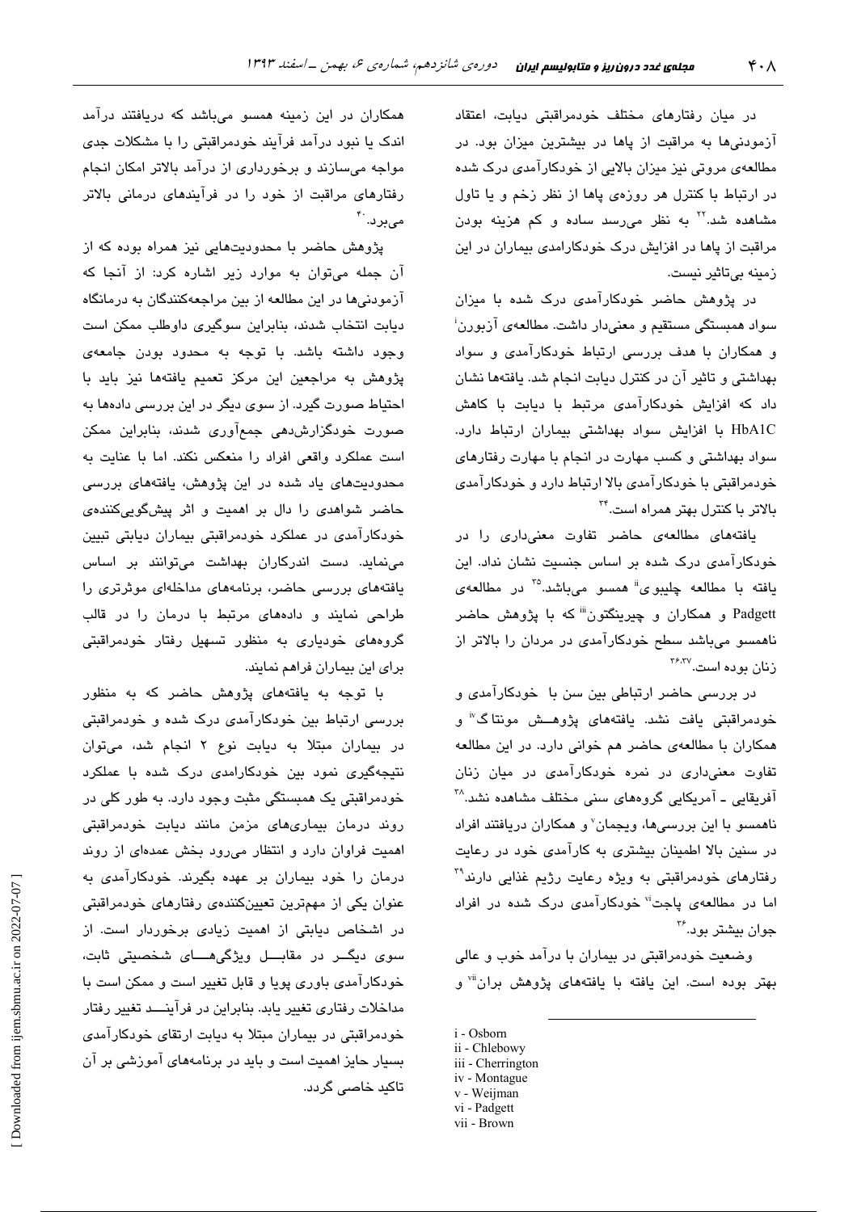در میان رفتارهای مختلف خودمراقبتی دیابت، اعتقاد آزمودنی‌ها به مراقبت از پاها در بیشترین میزان بود. در مطالعه‌ی مروتی نیز میزان بالایی از خودکارآمدی درک شده در ارتباط با کنترل هر روزه‌ی پاها از نظر زخم و یا تاول مشاهده شد.[۲۲] به نظر می‌رسد ساده و کم هزینه بودن مراقبت از پاها در افزایش درک خودکارامدی بیماران در این زمینه بی‌تاثیر نیست.

در پژوهش حاضر خودکارآمدی درک شده با میزان سواد همبستگی مستقیم و معنی‌دار داشت. مطالعه‌ی آزبورن[i] و همکاران با هدف بررسی ارتباط خودکارآمدی و سواد بهداشتی و تاثیر آن در کنترل دیابت انجام شد. یافته‌ها نشان داد که افزایش خودکارآمدی مرتبط با دیابت با کاهش HbA1C با افزایش سواد بهداشتی بیماران ارتباط دارد. سواد بهداشتی و کسب مهارت در انجام با مهارت رفتارهای خودمراقبتی با خودکارآمدی بالا ارتباط دارد و خودکارآمدی بالاتر با کنترل بهتر همراه است.[۳۴]

یافته‌های مطالعه‌ی حاضر تفاوت معنی‌داری را در خودکارآمدی درک شده بر اساس جنسیت نشان نداد. این یافته با مطالعه چلیبوی[ii] همسو می‌باشد.[۳۵] در مطالعه‌ی Padgett و همکاران و چیرینگتون[iii] که با پژوهش حاضر ناهمسو می‌باشد سطح خودکارآمدی در مردان را بالاتر از زنان بوده است.[۳۶،۳۷]

در بررسی حاضر ارتباطی بین سن با خودکارآمدی و خودمراقبتی یافت نشد. یافته‌های پژوهش مونتاگ[iv] و همکاران با مطالعه‌ی حاضر هم خوانی دارد. در این مطالعه تفاوت معنی‌داری در نمره خودکارآمدی در میان زنان آفریقایی ـ آمریکایی گروه‌های سنی مختلف مشاهده نشد.[۳۸] ناهمسو با این بررسی‌ها، ویجمان[v] و همکاران دریافتند افراد در سنین بالا اطمینان بیشتری به کارآمدی خود در رعایت رفتارهای خودمراقبتی به ویژه رعایت رژیم غذایی دارند[۳۹] اما در مطالعه‌ی پاجت[vi] خودکارآمدی درک شده در افراد جوان بیشتر بود.[۳۶]

وضعیت خودمراقبتی در بیماران با درآمد خوب و عالی بهتر بوده است. این یافته با یافته‌های پژوهش بران[vii] و همکاران در این زمینه همسو می‌باشد که دریافتند درآمد اندک یا نبود درآمد فرآیند خودمراقبتی را با مشکلات جدی مواجه می‌سازند و برخورداری از درآمد بالاتر امکان انجام رفتارهای مراقبت از خود را در فرآیندهای درمانی بالاتر می‌برد.[۴۰]

پژوهش حاضر با محدودیت‌هایی نیز همراه بوده که از آن جمله می‌توان به موارد زیر اشاره کرد: از آنجا که آزمودنی‌ها در این مطالعه از بین مراجعه‌کنندگان به درمانگاه دیابت انتخاب شدند، بنابراین سوگیری داوطلب ممکن است وجود داشته باشد. با توجه به محدود بودن جامعه‌ی پژوهش به مراجعین این مرکز تعمیم یافته‌ها نیز باید با احتیاط صورت گیرد. از سوی دیگر در این بررسی داده‌ها به صورت خودگزارش‌دهی جمع‌آوری شدند، بنابراین ممکن است عملکرد واقعی افراد را منعکس نکند. اما با عنایت به محدودیت‌های یاد شده در این پژوهش، یافته‌های بررسی حاضر شواهدی را دال بر اهمیت و اثر پیش‌گویی‌کننده‌ی خودکارآمدی در عملکرد خودمراقبتی بیماران دیابتی تبیین می‌نماید. دست اندرکاران بهداشت می‌توانند بر اساس یافته‌های بررسی حاضر، برنامه‌های مداخله‌ای موثرتری را طراحی نمایند و داده‌های مرتبط با درمان را در قالب گروه‌های خودیاری به منظور تسهیل رفتار خودمراقبتی برای این بیماران فراهم نمایند.

با توجه به یافته‌های پژوهش حاضر که به منظور بررسی ارتباط بین خودکارآمدی درک شده و خودمراقبتی در بیماران مبتلا به دیابت نوع ۲ انجام شد، می‌توان نتیجه‌گیری نمود بین خودکارامدی درک شده با عملکرد خودمراقبتی یک همبستگی مثبت وجود دارد. به طور کلی در روند درمان بیماری‌های مزمن مانند دیابت خودمراقبتی اهمیت فراوان دارد و انتظار می‌رود بخش عمده‌ای از روند درمان را خود بیماران بر عهده بگیرند. خودکارآمدی به عنوان یکی از مهم‌ترین تعیین‌کننده‌ی رفتارهای خودمراقبتی در اشخاص دیابتی از اهمیت زیادی برخوردار است. از سوی دیگر در مقابل ویژگی‌های شخصیتی ثابت، خودکارآمدی باوری پویا و قابل تغییر است و ممکن است با مداخلات رفتاری تغییر یابد. بنابراین در فرآیند تغییر رفتار خودمراقبتی در بیماران مبتلا به دیابت ارتقای خودکارآمدی بسیار حایز اهمیت است و باید در برنامه‌های آموزشی بر آن تاکید خاصی گردد.

---

i - Osborn
ii - Chlebowy
iii - Cherrington
iv - Montague
v - Weijman
vi - Padgett
vii - Brown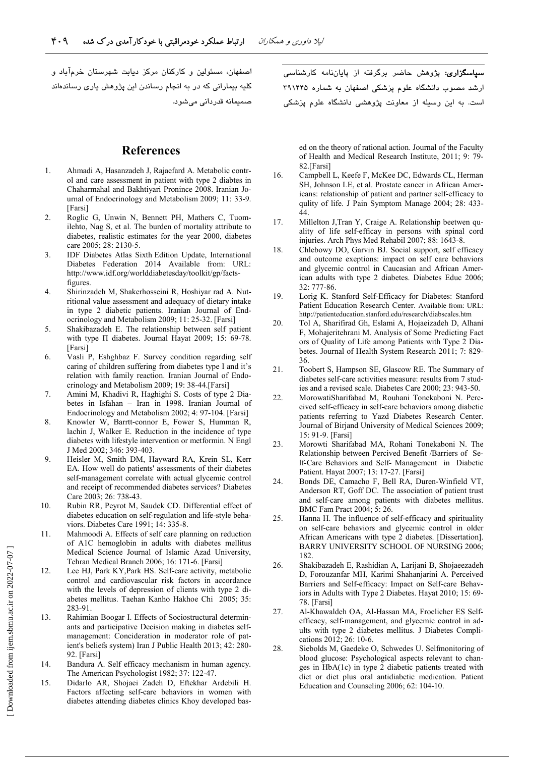**سپاسگزاری:** پژوهش حاضر برگرفته از پایان‌نامه کارشناسی ارشد مصوب دانشگاه علوم پزشکی اصفهان به شماره ۳۹۱۴۴۵ است. به این وسیله از معاونت پژوهشی دانشگاه علوم پزشکی اصفهان، مسئولین و کارکنان مرکز دیابت شهرستان خرم‌آباد و کلیه بیمارانی که در به انجام رساندن این پژوهش یاری رسانده‌اند صمیمانه قدردانی می‌شود.

## References

1. Ahmadi A, Hasanzadeh J, Rajaefard A. Metabolic control and care assessment in patient with type 2 diabtes in Chaharmahal and Bakhtiyari Pronince 2008. Iranian Journal of Endocrinology and Metabolism 2009; 11: 33-9. [Farsi]
2. Roglic G, Unwin N, Bennett PH, Mathers C, Tuomilehto, Nag S, et al. The burden of mortality attribute to diabetes, realistic estimates for the year 2000, diabetes care 2005; 28: 2130-5.
3. IDF Diabetes Atlas Sixth Edition Update, International Diabetes Federation 2014 Available from: URL: http://www.idf.org/worlddiabetesday/toolkit/gp/facts-figures.
4. Shirinzadeh M, Shakerhosseini R, Hoshiyar rad A. Nutritional value assessment and adequacy of dietary intake in type 2 diabetic patients. Iranian Journal of Endocrinology and Metabolism 2009; 11: 25-32. [Farsi]
5. Shakibazadeh E. The relationship between self patient with type Π diabetes. Journal Hayat 2009; 15: 69-78. [Farsi]
6. Vasli P, Eshghbaz F. Survey condition regarding self caring of children suffering from diabetes type I and it's relation with family reaction. Iranian Journal of Endocrinology and Metabolism 2009; 19: 38-44.[Farsi]
7. Amini M, Khadivi R, Haghighi S. Costs of type 2 Diabetes in Isfahan – Iran in 1998. Iranian Journal of Endocrinology and Metabolism 2002; 4: 97-104. [Farsi]
8. Knowler W, Barrtt-connor E, Fower S, Humman R, lachin J, Walker E. Reduction in the incidence of type diabetes with lifestyle intervention or metformin. N Engl J Med 2002; 346: 393-403.
9. Heisler M, Smith DM, Hayward RA, Krein SL, Kerr EA. How well do patients' assessments of their diabetes self-management correlate with actual glycemic control and receipt of recommended diabetes services? Diabetes Care 2003; 26: 738-43.
10. Rubin RR, Peyrot M, Saudek CD. Differential effect of diabetes education on self-regulation and life-style behaviors. Diabetes Care 1991; 14: 335-8.
11. Mahmoodi A. Effects of self care planning on reduction of A1C hemoglobin in adults with diabetes mellitus Medical Science Journal of Islamic Azad University, Tehran Medical Branch 2006; 16: 171-6. [Farsi]
12. Lee HJ, Park KY,Park HS. Self-care activity, metabolic control and cardiovascular risk factors in accordance with the levels of depression of clients with type 2 diabetes mellitus. Taehan Kanho Hakhoe Chi 2005; 35: 283-91.
13. Rahimian Boogar I. Effects of Sociostructural determinants and participative Decision making in diabetes self-management: Conсideration in moderator role of patient's beliefs system) Iran J Public Health 2013; 42: 280-92. [Farsi]
14. Bandura A. Self efficacy mechanism in human agency. The American Psychologist 1982; 37: 122-47.
15. Didarlo AR, Shojaei Zadeh D, Eftekhar Ardebili H. Factors affecting self-care behaviors in women with diabetes attending diabetes clinics Khoy developed based on the theory of rational action. Journal of the Faculty of Health and Medical Research Institute, 2011; 9: 79-82.[Farsi]
16. Campbell L, Keefe F, McKee DC, Edwards CL, Herman SH, Johnson LE, et al. Prostate cancer in African Americans: relationship of patient and partner self-efficacy to qulity of life. J Pain Symptom Manage 2004; 28: 433-44.
17. Millelton J,Tran Y, Craige A. Relationship beetwen quality of life self-efficay in persons with spinal cord injuries. Arch Phys Med Rehabil 2007; 88: 1643-8.
18. Chlebowy DO, Garvin BJ. Social support, self efficacy and outcome exeptions: impact on self care behaviors and glycemic control in Caucasian and African American adults with type 2 diabetes. Diabetes Educ 2006; 32: 777-86.
19. Lorig K. Stanford Self-Efficacy for Diabetes: Stanford Patient Education Research Center. Available from: URL: http://patienteducation.stanford.edu/research/diabscales.htm
20. Tol A, Sharifirad Gh, Eslami A, Hojaeizadeh D, Alhani F, Mohajeritehrani M. Analysis of Some Predicting Fact ors of Quality of Life among Patients with Type 2 Diabetes. Journal of Health System Research 2011; 7: 829-36.
21. Toobert S, Hampson SE, Glascow RE. The Summary of diabetes self-care activities measure: results from 7 studies and a revised scale. Diabetes Care 2000; 23: 943-50.
22. MorowatiSharifabad M, Rouhani Tonekaboni N. Perceived self-efficacy in self-care behaviors among diabetic patients referring to Yazd Diabetes Research Center. Journal of Birjand University of Medical Sciences 2009; 15: 91-9. [Farsi]
23. Morowti Sharifabad MA, Rohani Tonekaboni N. The Relationship between Percived Benefit /Barriers of Self-Care Behaviors and Self- Management in Diabetic Patient. Hayat 2007; 13: 17-27. [Farsi]
24. Bonds DE, Camacho F, Bell RA, Duren-Winfield VT, Anderson RT, Goff DC. The association of patient trust and self-care among patients with diabetes mellitus. BMC Fam Pract 2004; 5: 26.
25. Hanna H. The influence of self-efficacy and spirituality on self-care behaviors and glycemic control in older African Americans with type 2 diabetes. [Dissertation]. BARRY UNIVERSITY SCHOOL OF NURSING 2006; 182.
26. Shakibazadeh E, Rashidian A, Larijani B, Shojaeezadeh D, Forouzanfar MH, Karimi Shahanjarini A. Perceived Barriers and Self-efficacy: Impact on Self-care Behaviors in Adults with Type 2 Diabetes. Hayat 2010; 15: 69-78. [Farsi]
27. Al-Khawaldeh OA, Al-Hassan MA, Froelicher ES Self-efficacy, self-management, and glycemic control in adults with type 2 diabetes mellitus. J Diabetes Complications 2012; 26: 10-6.
28. Siebolds M, Gaedeke O, Schwedes U. Selfmonitoring of blood glucose: Psychological aspects relevant to changes in HbA(1c) in type 2 diabetic patients treated with diet or diet plus oral antidiabetic medication. Patient Education and Counseling 2006; 62: 104-10.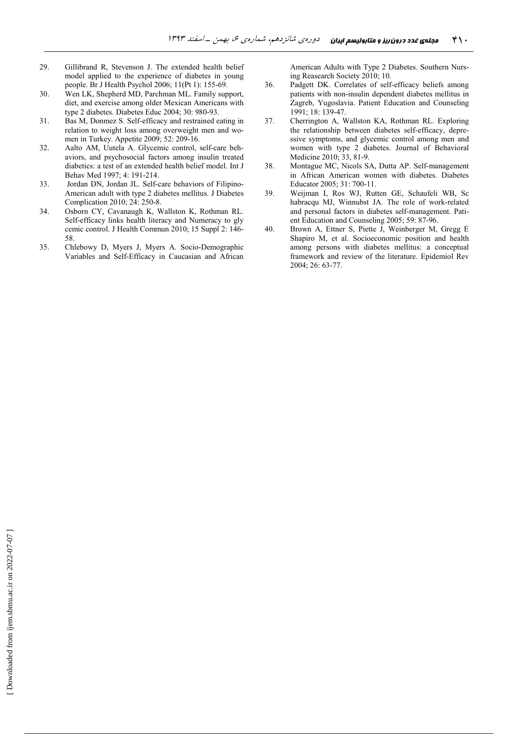29. Gillibrand R, Stevenson J. The extended health belief model applied to the experience of diabetes in young people. Br J Health Psychol 2006; 11(Pt 1): 155-69.
30. Wen LK, Shepherd MD, Parchman ML. Family support, diet, and exercise among older Mexican Americans with type 2 diabetes. Diabetes Educ 2004; 30: 980-93.
31. Bas M, Donmez S. Self-efficacy and restrained eating in relation to weight loss among overweight men and women in Turkey. Appetite 2009; 52: 209-16.
32. Aalto AM, Uutela A. Glycemic control, self-care behaviors, and psychosocial factors among insulin treated diabetics: a test of an extended health belief model. Int J Behav Med 1997; 4: 191-214.
33. Jordan DN, Jordan JL. Self-care behaviors of Filipino-American adult with type 2 diabetes mellitus. J Diabetes Complication 2010; 24: 250-8.
34. Osborn CY, Cavanaugh K, Wallston K, Rothman RL. Self-efficacy links health literacy and Numeracy to glycemic control. J Health Commun 2010; 15 Suppl 2: 146-58.
35. Chlebowy D, Myers J, Myers A. Socio-Demographic Variables and Self-Efficacy in Caucasian and African American Adults with Type 2 Diabetes. Southern Nursing Reasearch Society 2010; 10.
36. Padgett DK. Correlates of self-efficacy beliefs among patients with non-insulin dependent diabetes mellitus in Zagreb, Yugoslavia. Patient Education and Counseling 1991; 18: 139-47.
37. Cherrington A, Wallston KA, Rothman RL. Exploring the relationship between diabetes self-efficacy, depressive symptoms, and glycemic control among men and women with type 2 diabetes. Journal of Behavioral Medicine 2010; 33, 81-9.
38. Montague MC, Nicols SA, Dutta AP. Self-management in African American women with diabetes. Diabetes Educator 2005; 31: 700-11.
39. Weijman I, Ros WJ, Rutten GE, Schaufeli WB, Sc habracqu MJ, Winnubst JA. The role of work-related and personal factors in diabetes self-management. Patient Education and Counseling 2005; 59: 87-96.
40. Brown A, Ettner S, Piette J, Weinberger M, Gregg E Shapiro M, et al. Socioeconomic position and health among persons with diabetes mellitus: a conceptual framework and review of the literature. Epidemiol Rev 2004; 26: 63-77.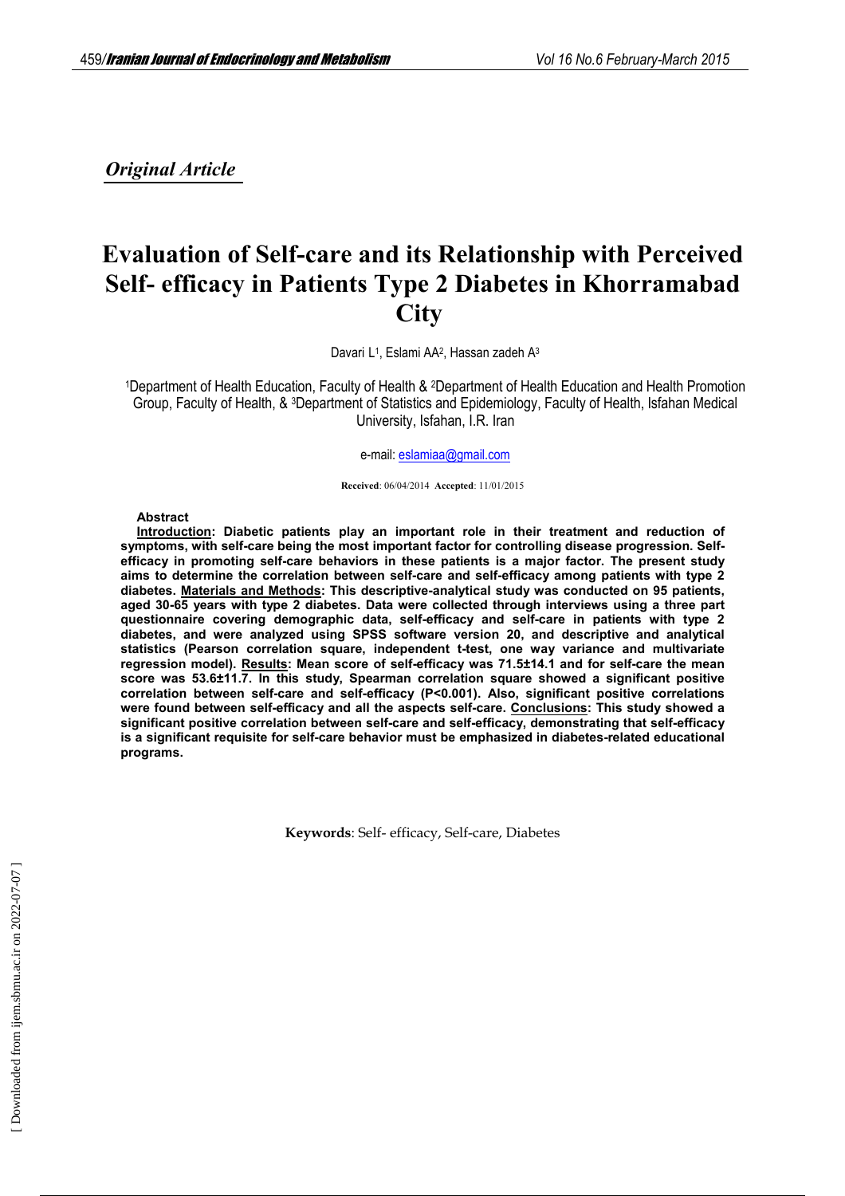*Original Article*

# Evaluation of Self-care and its Relationship with Perceived Self- efficacy in Patients Type 2 Diabetes in Khorramabad City

Davari L[1], Eslami AA[2], Hassan zadeh A[3]

[1]Department of Health Education, Faculty of Health & [2]Department of Health Education and Health Promotion Group, Faculty of Health, & [3]Department of Statistics and Epidemiology, Faculty of Health, Isfahan Medical University, Isfahan, I.R. Iran

e-mail: eslamiaa@gmail.com

**Received**: 06/04/2014 **Accepted**: 11/01/2015

**Abstract**

**Introduction: Diabetic patients play an important role in their treatment and reduction of symptoms, with self-care being the most important factor for controlling disease progression. Self-efficacy in promoting self-care behaviors in these patients is a major factor. The present study aims to determine the correlation between self-care and self-efficacy among patients with type 2 diabetes. Materials and Methods: This descriptive-analytical study was conducted on 95 patients, aged 30-65 years with type 2 diabetes. Data were collected through interviews using a three part questionnaire covering demographic data, self-efficacy and self-care in patients with type 2 diabetes, and were analyzed using SPSS software version 20, and descriptive and analytical statistics (Pearson correlation square, independent t-test, one way variance and multivariate regression model). Results: Mean score of self-efficacy was 71.5±14.1 and for self-care the mean score was 53.6±11.7. In this study, Spearman correlation square showed a significant positive correlation between self-care and self-efficacy (P<0.001). Also, significant positive correlations were found between self-efficacy and all the aspects self-care. Conclusions: This study showed a significant positive correlation between self-care and self-efficacy, demonstrating that self-efficacy is a significant requisite for self-care behavior must be emphasized in diabetes-related educational programs.**

**Keywords**: Self- efficacy, Self-care, Diabetes